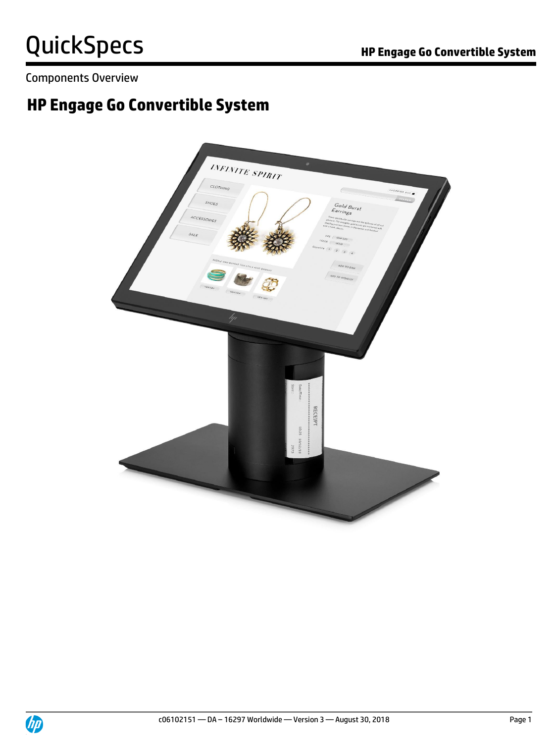# QuickSpecs

## HP Engage Go Convertible System

Components Overview

## HP Engage Go Convertible System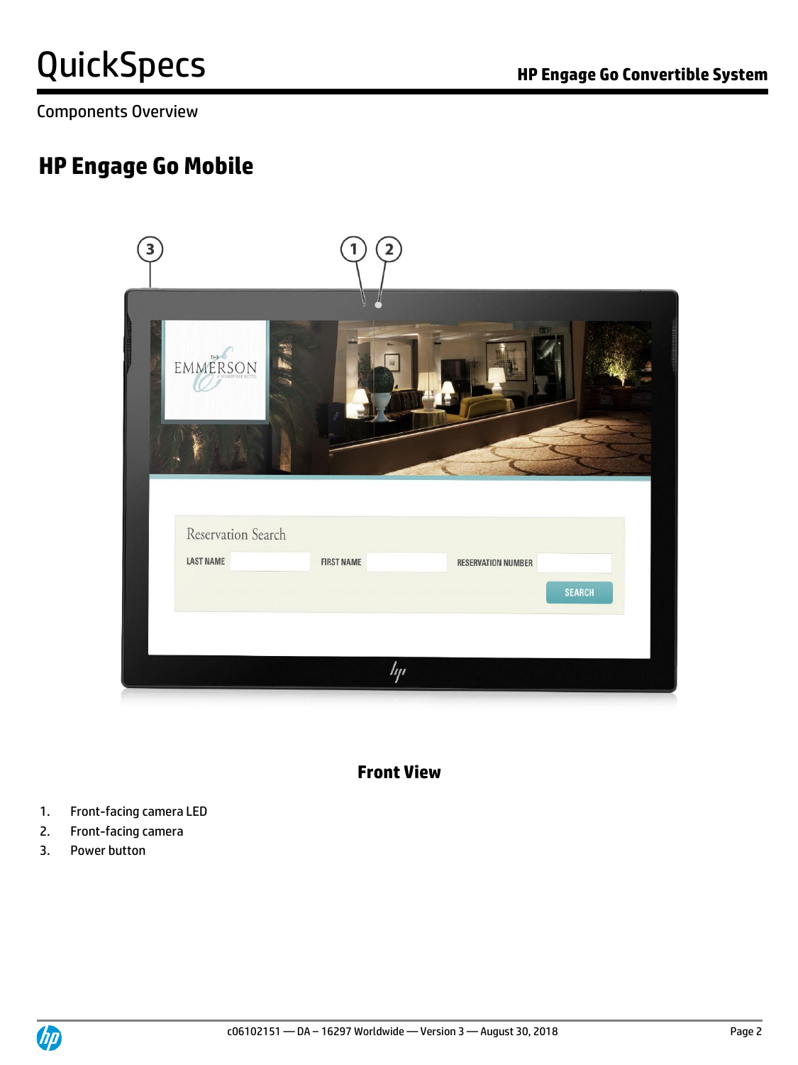Components Overview

## HP Engage Go Mobile

**Front View**

1. Front-facing camera LED
2. Front-facing camera
3. Power button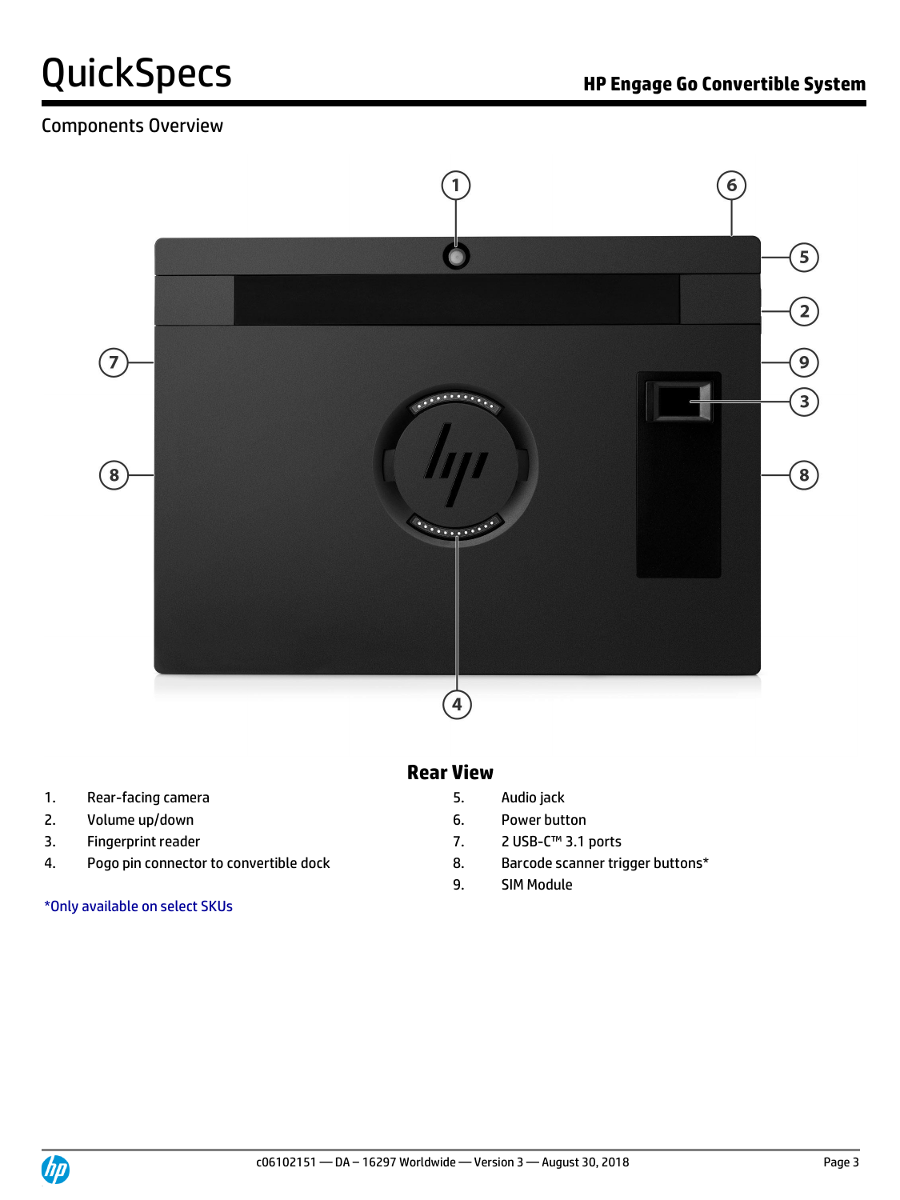## Components Overview

### Rear View

1. Rear-facing camera
2. Volume up/down
3. Fingerprint reader
4. Pogo pin connector to convertible dock
5. Audio jack
6. Power button
7. 2 USB-C™ 3.1 ports
8. Barcode scanner trigger buttons*
9. SIM Module

*Only available on select SKUs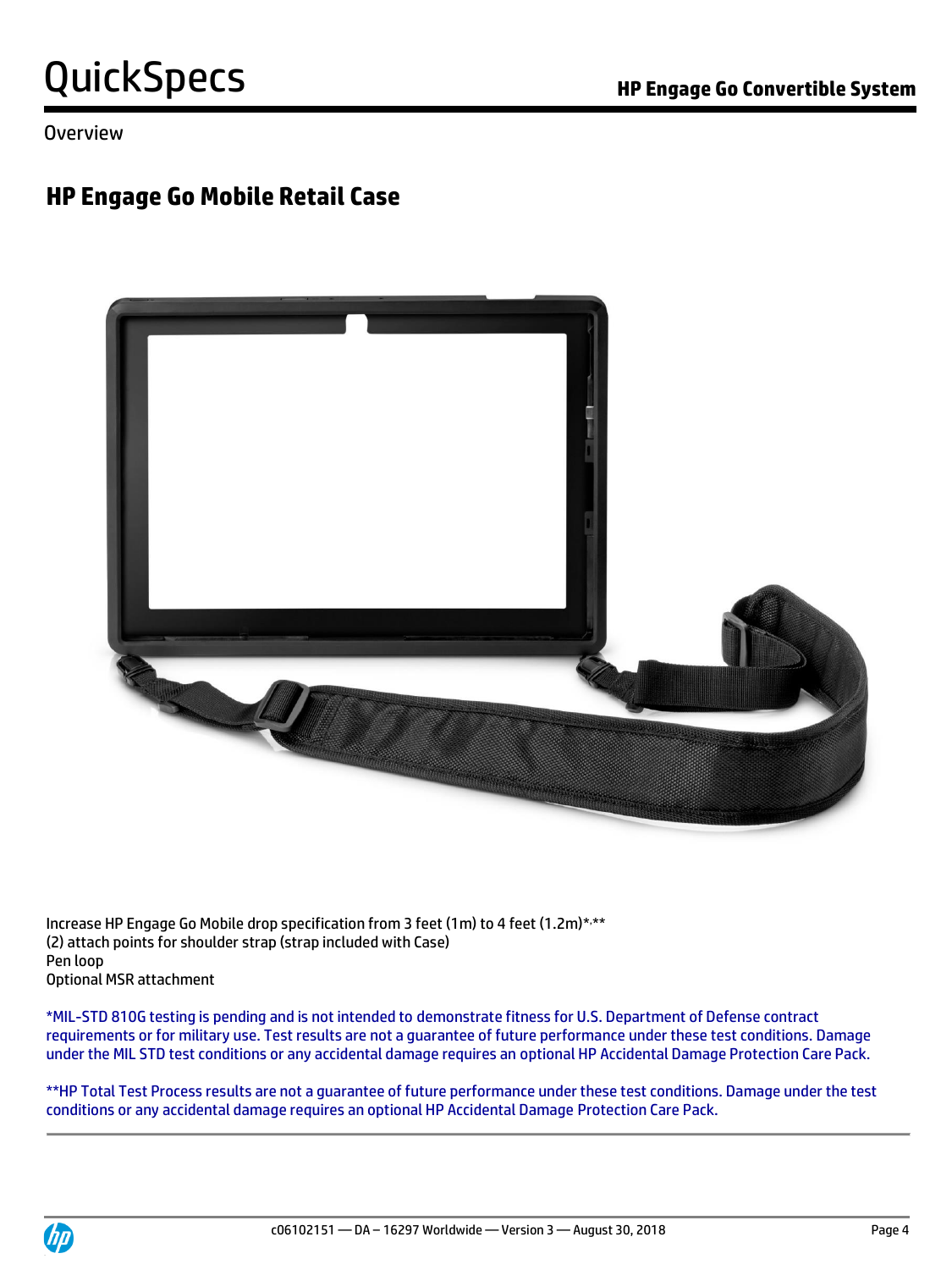Overview

## HP Engage Go Mobile Retail Case

Increase HP Engage Go Mobile drop specification from 3 feet (1m) to 4 feet (1.2m)*,**
(2) attach points for shoulder strap (strap included with Case)
Pen loop
Optional MSR attachment

*MIL-STD 810G testing is pending and is not intended to demonstrate fitness for U.S. Department of Defense contract requirements or for military use. Test results are not a guarantee of future performance under these test conditions. Damage under the MIL STD test conditions or any accidental damage requires an optional HP Accidental Damage Protection Care Pack.

**HP Total Test Process results are not a guarantee of future performance under these test conditions. Damage under the test conditions or any accidental damage requires an optional HP Accidental Damage Protection Care Pack.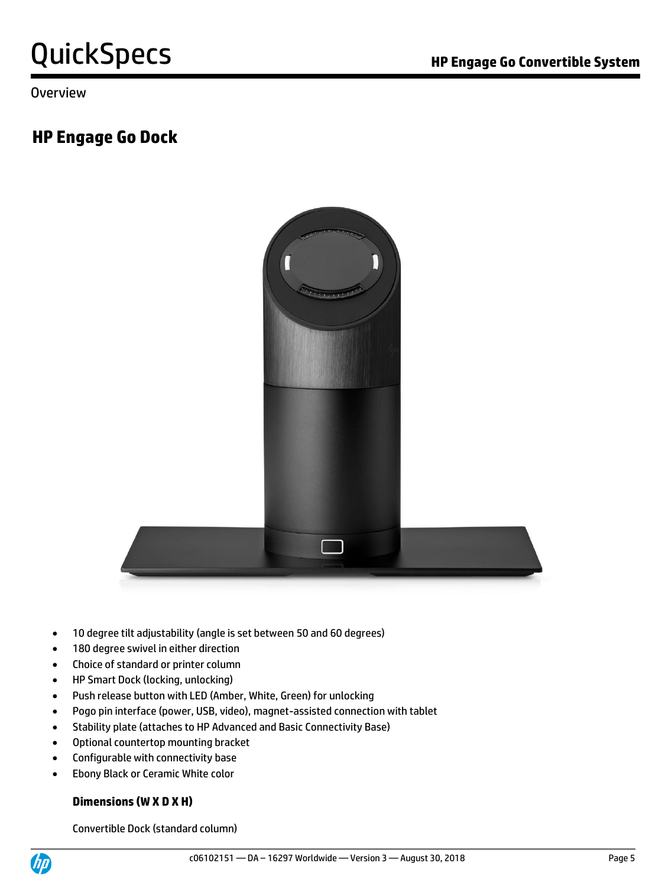Overview

## HP Engage Go Dock

- 10 degree tilt adjustability (angle is set between 50 and 60 degrees)
- 180 degree swivel in either direction
- Choice of standard or printer column
- HP Smart Dock (locking, unlocking)
- Push release button with LED (Amber, White, Green) for unlocking
- Pogo pin interface (power, USB, video), magnet-assisted connection with tablet
- Stability plate (attaches to HP Advanced and Basic Connectivity Base)
- Optional countertop mounting bracket
- Configurable with connectivity base
- Ebony Black or Ceramic White color

**Dimensions (W X D X H)**

Convertible Dock (standard column)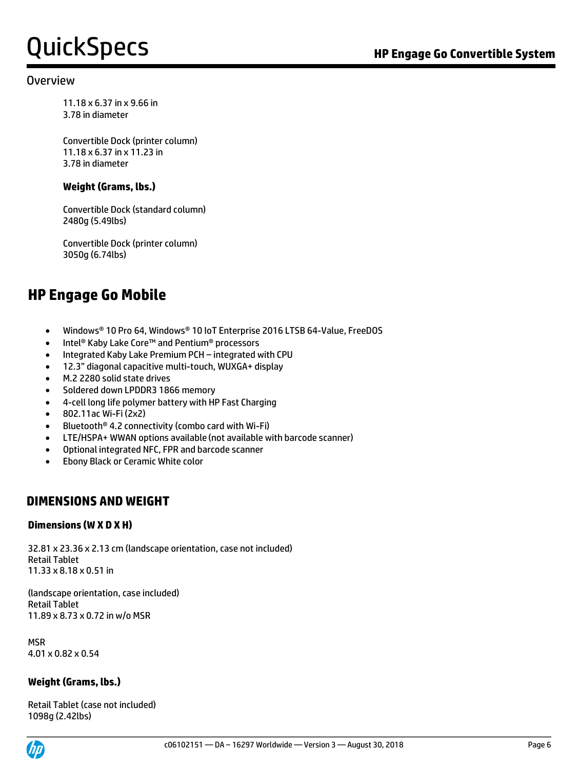Overview

11.18 x 6.37 in x 9.66 in
3.78 in diameter

Convertible Dock (printer column)
11.18 x 6.37 in x 11.23 in
3.78 in diameter

**Weight (Grams, lbs.)**

Convertible Dock (standard column)
2480g (5.49lbs)

Convertible Dock (printer column)
3050g (6.74lbs)

## HP Engage Go Mobile

- Windows® 10 Pro 64, Windows® 10 IoT Enterprise 2016 LTSB 64-Value, FreeDOS
- Intel® Kaby Lake Core™ and Pentium® processors
- Integrated Kaby Lake Premium PCH – integrated with CPU
- 12.3" diagonal capacitive multi-touch, WUXGA+ display
- M.2 2280 solid state drives
- Soldered down LPDDR3 1866 memory
- 4-cell long life polymer battery with HP Fast Charging
- 802.11ac Wi-Fi (2x2)
- Bluetooth® 4.2 connectivity (combo card with Wi-Fi)
- LTE/HSPA+ WWAN options available (not available with barcode scanner)
- Optional integrated NFC, FPR and barcode scanner
- Ebony Black or Ceramic White color

## DIMENSIONS AND WEIGHT

### Dimensions (W X D X H)

32.81 x 23.36 x 2.13 cm (landscape orientation, case not included)
Retail Tablet
11.33 x 8.18 x 0.51 in

(landscape orientation, case included)
Retail Tablet
11.89 x 8.73 x 0.72 in w/o MSR

MSR
4.01 x 0.82 x 0.54

### Weight (Grams, lbs.)

Retail Tablet (case not included)
1098g (2.42lbs)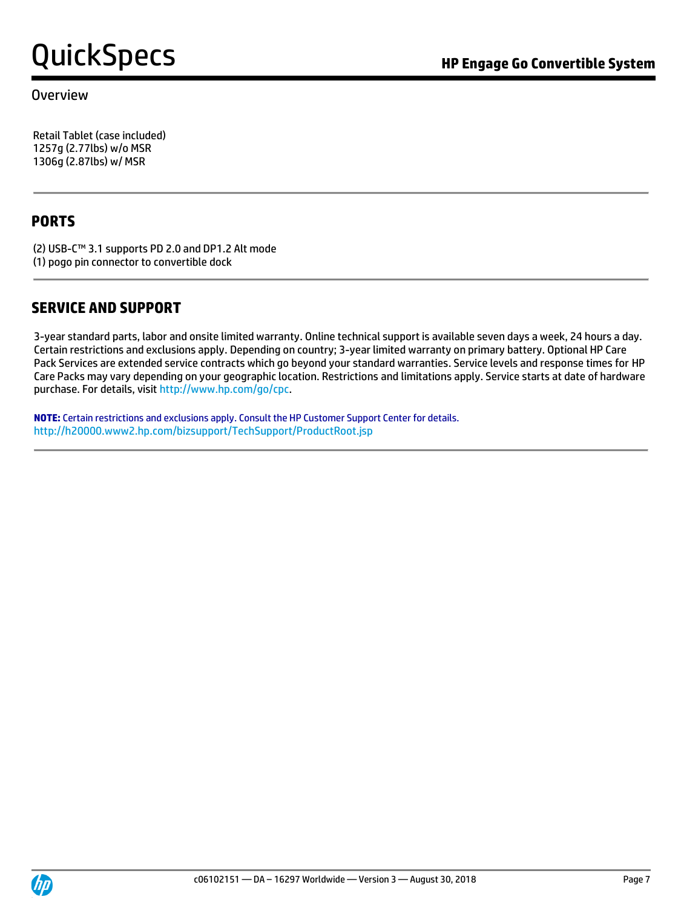Overview

Retail Tablet (case included)
1257g (2.77lbs) w/o MSR
1306g (2.87lbs) w/ MSR

## PORTS

(2) USB-C™ 3.1 supports PD 2.0 and DP1.2 Alt mode
(1) pogo pin connector to convertible dock

## SERVICE AND SUPPORT

3-year standard parts, labor and onsite limited warranty. Online technical support is available seven days a week, 24 hours a day. Certain restrictions and exclusions apply. Depending on country; 3-year limited warranty on primary battery. Optional HP Care Pack Services are extended service contracts which go beyond your standard warranties. Service levels and response times for HP Care Packs may vary depending on your geographic location. Restrictions and limitations apply. Service starts at date of hardware purchase. For details, visit http://www.hp.com/go/cpc.

**NOTE:** Certain restrictions and exclusions apply. Consult the HP Customer Support Center for details.
http://h20000.www2.hp.com/bizsupport/TechSupport/ProductRoot.jsp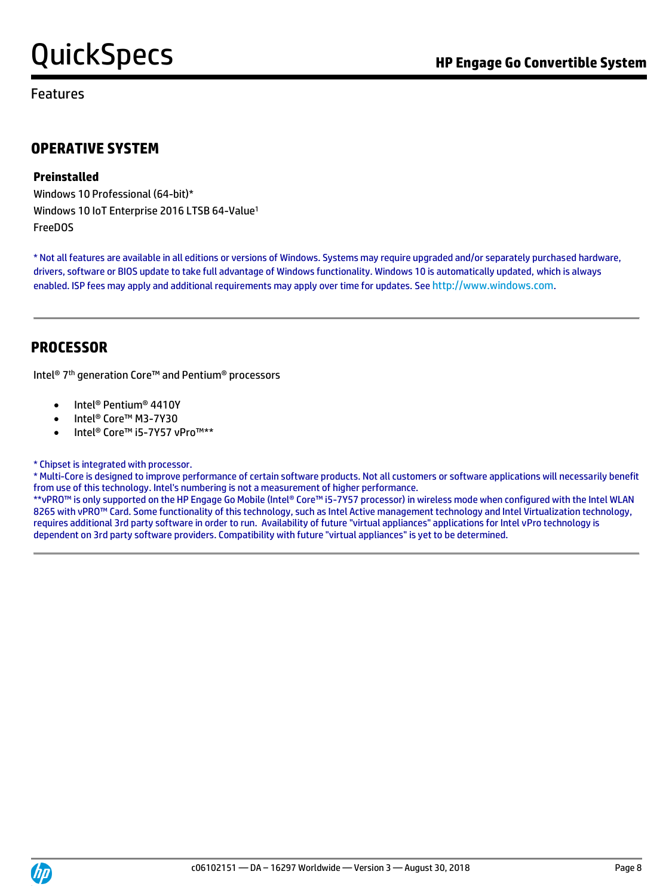Features

## OPERATIVE SYSTEM

**Preinstalled**

Windows 10 Professional (64-bit)*
Windows 10 IoT Enterprise 2016 LTSB 64-Value[1]
FreeDOS

* Not all features are available in all editions or versions of Windows. Systems may require upgraded and/or separately purchased hardware, drivers, software or BIOS update to take full advantage of Windows functionality. Windows 10 is automatically updated, which is always enabled. ISP fees may apply and additional requirements may apply over time for updates. See http://www.windows.com.

## PROCESSOR

Intel® 7th generation Core™ and Pentium® processors

- Intel® Pentium® 4410Y
- Intel® Core™ M3-7Y30
- Intel® Core™ i5-7Y57 vPro™**

* Chipset is integrated with processor.
* Multi-Core is designed to improve performance of certain software products. Not all customers or software applications will necessarily benefit from use of this technology. Intel's numbering is not a measurement of higher performance.
**vPRO™ is only supported on the HP Engage Go Mobile (Intel® Core™ i5-7Y57 processor) in wireless mode when configured with the Intel WLAN 8265 with vPRO™ Card. Some functionality of this technology, such as Intel Active management technology and Intel Virtualization technology, requires additional 3rd party software in order to run. Availability of future "virtual appliances" applications for Intel vPro technology is dependent on 3rd party software providers. Compatibility with future "virtual appliances" is yet to be determined.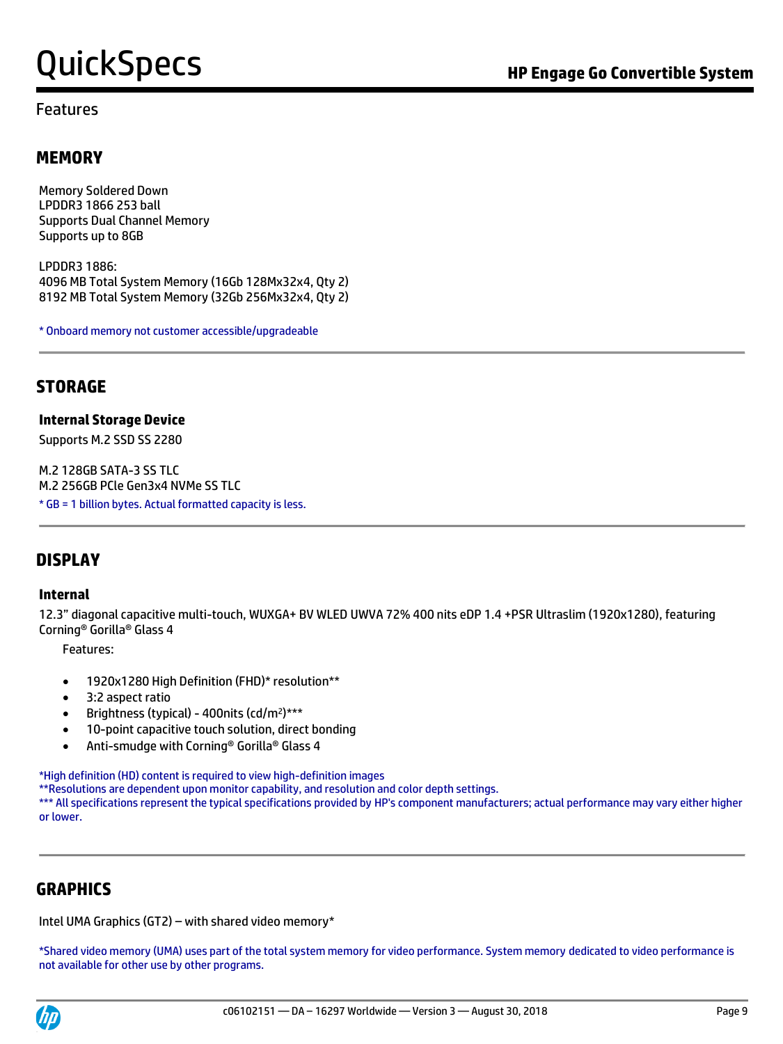Features

## MEMORY

Memory Soldered Down
LPDDR3 1866 253 ball
Supports Dual Channel Memory
Supports up to 8GB

LPDDR3 1886:
4096 MB Total System Memory (16Gb 128Mx32x4, Qty 2)
8192 MB Total System Memory (32Gb 256Mx32x4, Qty 2)

* Onboard memory not customer accessible/upgradeable

## STORAGE

### Internal Storage Device

Supports M.2 SSD SS 2280

M.2 128GB SATA-3 SS TLC
M.2 256GB PCIe Gen3x4 NVMe SS TLC
* GB = 1 billion bytes. Actual formatted capacity is less.

## DISPLAY

### Internal

12.3" diagonal capacitive multi-touch, WUXGA+ BV WLED UWVA 72% 400 nits eDP 1.4 +PSR Ultraslim (1920x1280), featuring Corning® Gorilla® Glass 4

Features:

- 1920x1280 High Definition (FHD)* resolution**
- 3:2 aspect ratio
- Brightness (typical) - 400nits (cd/m²)***
- 10-point capacitive touch solution, direct bonding
- Anti-smudge with Corning® Gorilla® Glass 4

*High definition (HD) content is required to view high-definition images
**Resolutions are dependent upon monitor capability, and resolution and color depth settings.
*** All specifications represent the typical specifications provided by HP's component manufacturers; actual performance may vary either higher or lower.

## GRAPHICS

Intel UMA Graphics (GT2) – with shared video memory*

*Shared video memory (UMA) uses part of the total system memory for video performance. System memory dedicated to video performance is not available for other use by other programs.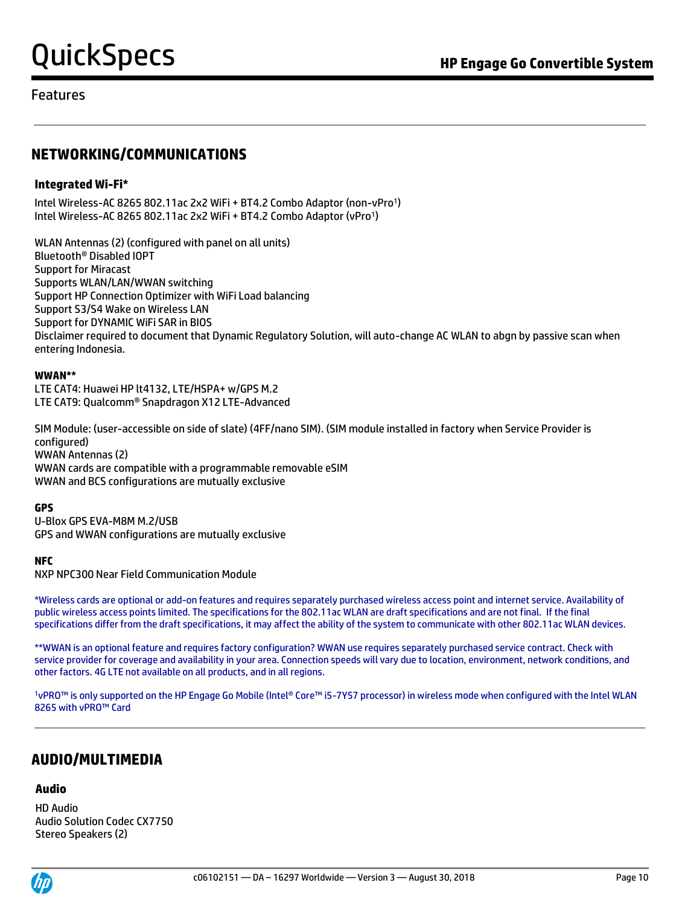Features

## NETWORKING/COMMUNICATIONS

### Integrated Wi-Fi*

Intel Wireless-AC 8265 802.11ac 2x2 WiFi + BT4.2 Combo Adaptor (non-vPro[1])
Intel Wireless-AC 8265 802.11ac 2x2 WiFi + BT4.2 Combo Adaptor (vPro[1])

WLAN Antennas (2) (configured with panel on all units)
Bluetooth® Disabled IOPT
Support for Miracast
Supports WLAN/LAN/WWAN switching
Support HP Connection Optimizer with WiFi Load balancing
Support S3/S4 Wake on Wireless LAN
Support for DYNAMIC WiFi SAR in BIOS
Disclaimer required to document that Dynamic Regulatory Solution, will auto-change AC WLAN to abgn by passive scan when entering Indonesia.

**WWAN****
LTE CAT4: Huawei HP lt4132, LTE/HSPA+ w/GPS M.2
LTE CAT9: Qualcomm® Snapdragon X12 LTE-Advanced

SIM Module: (user-accessible on side of slate) (4FF/nano SIM). (SIM module installed in factory when Service Provider is configured)
WWAN Antennas (2)
WWAN cards are compatible with a programmable removable eSIM
WWAN and BCS configurations are mutually exclusive

**GPS**
U-Blox GPS EVA-M8M M.2/USB
GPS and WWAN configurations are mutually exclusive

**NFC**
NXP NPC300 Near Field Communication Module

*Wireless cards are optional or add-on features and requires separately purchased wireless access point and internet service. Availability of public wireless access points limited. The specifications for the 802.11ac WLAN are draft specifications and are not final. If the final specifications differ from the draft specifications, it may affect the ability of the system to communicate with other 802.11ac WLAN devices.

**WWAN is an optional feature and requires factory configuration? WWAN use requires separately purchased service contract. Check with service provider for coverage and availability in your area. Connection speeds will vary due to location, environment, network conditions, and other factors. 4G LTE not available on all products, and in all regions.

[1]vPRO™ is only supported on the HP Engage Go Mobile (Intel® Core™ i5-7Y57 processor) in wireless mode when configured with the Intel WLAN 8265 with vPRO™ Card

## AUDIO/MULTIMEDIA

### Audio

HD Audio
Audio Solution Codec CX7750
Stereo Speakers (2)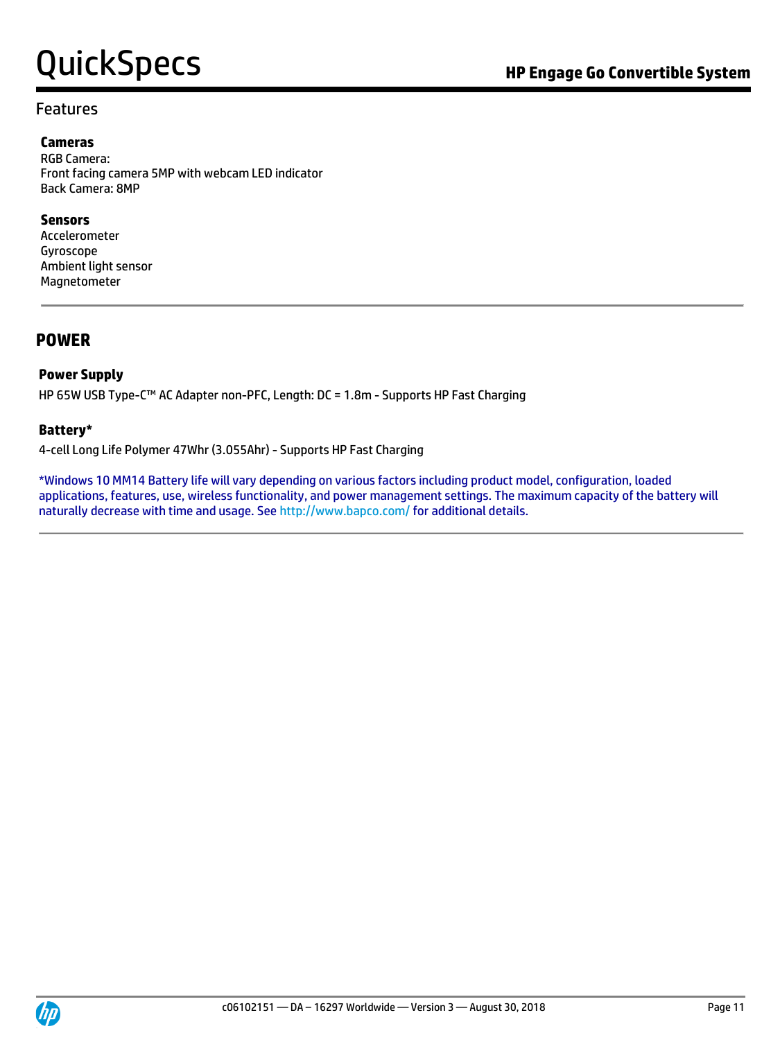## Features

### Cameras

RGB Camera:
Front facing camera 5MP with webcam LED indicator
Back Camera: 8MP

### Sensors

Accelerometer
Gyroscope
Ambient light sensor
Magnetometer

---

## POWER

### Power Supply

HP 65W USB Type-C™ AC Adapter non-PFC, Length: DC = 1.8m - Supports HP Fast Charging

### Battery*

4-cell Long Life Polymer 47Whr (3.055Ahr) - Supports HP Fast Charging

*Windows 10 MM14 Battery life will vary depending on various factors including product model, configuration, loaded applications, features, use, wireless functionality, and power management settings. The maximum capacity of the battery will naturally decrease with time and usage. See http://www.bapco.com/ for additional details.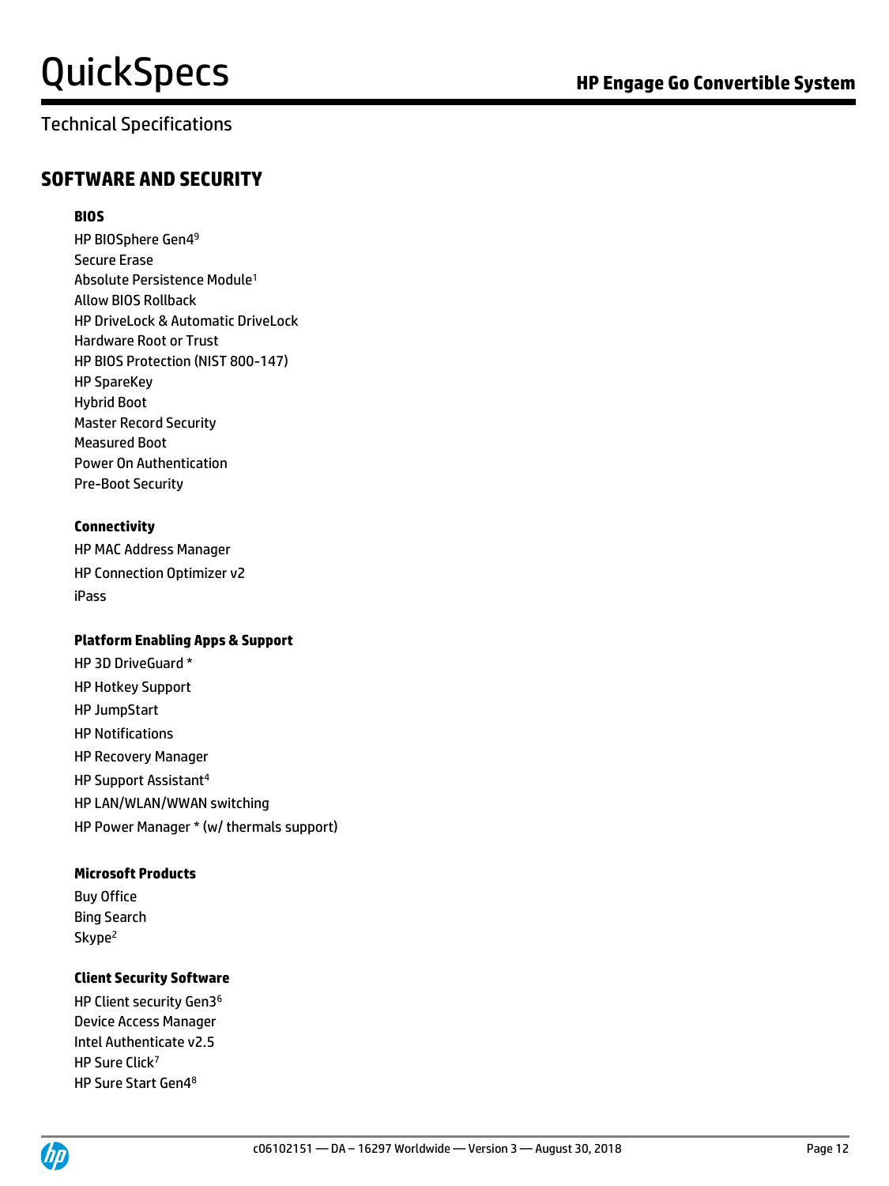## Technical Specifications

## SOFTWARE AND SECURITY

**BIOS**

HP BIOSphere Gen4[9]
Secure Erase
Absolute Persistence Module[1]
Allow BIOS Rollback
HP DriveLock & Automatic DriveLock
Hardware Root or Trust
HP BIOS Protection (NIST 800-147)
HP SpareKey
Hybrid Boot
Master Record Security
Measured Boot
Power On Authentication
Pre-Boot Security

**Connectivity**

HP MAC Address Manager
HP Connection Optimizer v2
iPass

**Platform Enabling Apps & Support**

HP 3D DriveGuard *
HP Hotkey Support
HP JumpStart
HP Notifications
HP Recovery Manager
HP Support Assistant[4]
HP LAN/WLAN/WWAN switching
HP Power Manager * (w/ thermals support)

**Microsoft Products**

Buy Office
Bing Search
Skype[2]

**Client Security Software**

HP Client security Gen3[6]
Device Access Manager
Intel Authenticate v2.5
HP Sure Click[7]
HP Sure Start Gen4[8]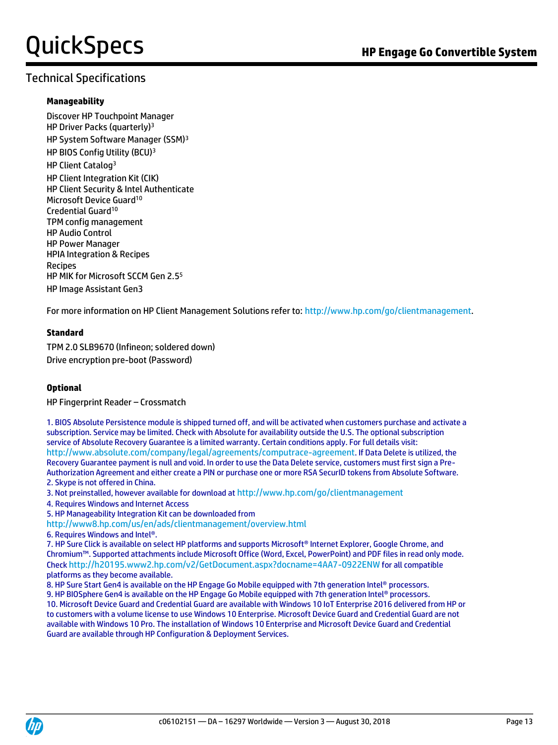## Technical Specifications

### Manageability

Discover HP Touchpoint Manager
HP Driver Packs (quarterly)[3]
HP System Software Manager (SSM)[3]
HP BIOS Config Utility (BCU)[3]
HP Client Catalog[3]
HP Client Integration Kit (CIK)
HP Client Security & Intel Authenticate
Microsoft Device Guard[10]
Credential Guard[10]
TPM config management
HP Audio Control
HP Power Manager
HPIA Integration & Recipes
Recipes
HP MIK for Microsoft SCCM Gen 2.5[5]
HP Image Assistant Gen3

For more information on HP Client Management Solutions refer to: http://www.hp.com/go/clientmanagement.

### Standard

TPM 2.0 SLB9670 (Infineon; soldered down)
Drive encryption pre-boot (Password)

### Optional

HP Fingerprint Reader – Crossmatch

1. BIOS Absolute Persistence module is shipped turned off, and will be activated when customers purchase and activate a subscription. Service may be limited. Check with Absolute for availability outside the U.S. The optional subscription service of Absolute Recovery Guarantee is a limited warranty. Certain conditions apply. For full details visit: http://www.absolute.com/company/legal/agreements/computrace-agreement. If Data Delete is utilized, the Recovery Guarantee payment is null and void. In order to use the Data Delete service, customers must first sign a Pre-Authorization Agreement and either create a PIN or purchase one or more RSA SecurID tokens from Absolute Software.
2. Skype is not offered in China.
3. Not preinstalled, however available for download at http://www.hp.com/go/clientmanagement
4. Requires Windows and Internet Access
5. HP Manageability Integration Kit can be downloaded from http://www8.hp.com/us/en/ads/clientmanagement/overview.html
6. Requires Windows and Intel®.
7. HP Sure Click is available on select HP platforms and supports Microsoft® Internet Explorer, Google Chrome, and Chromium™. Supported attachments include Microsoft Office (Word, Excel, PowerPoint) and PDF files in read only mode. Check http://h20195.www2.hp.com/v2/GetDocument.aspx?docname=4AA7-0922ENW for all compatible platforms as they become available.
8. HP Sure Start Gen4 is available on the HP Engage Go Mobile equipped with 7th generation Intel® processors.
9. HP BIOSphere Gen4 is available on the HP Engage Go Mobile equipped with 7th generation Intel® processors.
10. Microsoft Device Guard and Credential Guard are available with Windows 10 IoT Enterprise 2016 delivered from HP or to customers with a volume license to use Windows 10 Enterprise. Microsoft Device Guard and Credential Guard are not available with Windows 10 Pro. The installation of Windows 10 Enterprise and Microsoft Device Guard and Credential Guard are available through HP Configuration & Deployment Services.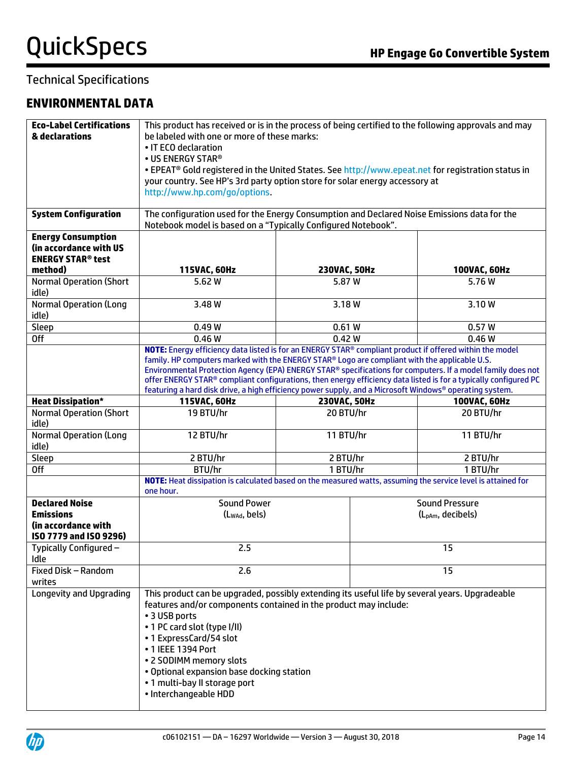## Technical Specifications

### ENVIRONMENTAL DATA

| | | | |
|---|---|---|---|
| **Eco-Label Certifications & declarations** | This product has received or is in the process of being certified to the following approvals and may be labeled with one or more of these marks:<br>• IT ECO declaration<br>• US ENERGY STAR®<br>• EPEAT® Gold registered in the United States. See http://www.epeat.net for registration status in your country. See HP's 3rd party option store for solar energy accessory at http://www.hp.com/go/options. | | |
| **System Configuration** | The configuration used for the Energy Consumption and Declared Noise Emissions data for the Notebook model is based on a "Typically Configured Notebook". | | |
| **Energy Consumption (in accordance with US ENERGY STAR® test method)** | **115VAC, 60Hz** | **230VAC, 50Hz** | **100VAC, 60Hz** |
| Normal Operation (Short idle) | 5.62 W | 5.87 W | 5.76 W |
| Normal Operation (Long idle) | 3.48 W | 3.18 W | 3.10 W |
| Sleep | 0.49 W | 0.61 W | 0.57 W |
| Off | 0.46 W | 0.42 W | 0.46 W |
| | **NOTE:** Energy efficiency data listed is for an ENERGY STAR® compliant product if offered within the model family. HP computers marked with the ENERGY STAR® Logo are compliant with the applicable U.S. Environmental Protection Agency (EPA) ENERGY STAR® specifications for computers. If a model family does not offer ENERGY STAR® compliant configurations, then energy efficiency data listed is for a typically configured PC featuring a hard disk drive, a high efficiency power supply, and a Microsoft Windows® operating system. | | |
| **Heat Dissipation*** | **115VAC, 60Hz** | **230VAC, 50Hz** | **100VAC, 60Hz** |
| Normal Operation (Short idle) | 19 BTU/hr | 20 BTU/hr | 20 BTU/hr |
| Normal Operation (Long idle) | 12 BTU/hr | 11 BTU/hr | 11 BTU/hr |
| Sleep | 2 BTU/hr | 2 BTU/hr | 2 BTU/hr |
| Off | BTU/hr | 1 BTU/hr | 1 BTU/hr |
| | **NOTE:** Heat dissipation is calculated based on the measured watts, assuming the service level is attained for one hour. | | |

| | | |
|---|---|---|
| **Declared Noise Emissions (in accordance with ISO 7779 and ISO 9296)** | Sound Power ($L_{WAd}$, bels) | Sound Pressure ($L_{pAm}$, decibels) |
| Typically Configured – Idle | 2.5 | 15 |
| Fixed Disk – Random writes | 2.6 | 15 |
| Longevity and Upgrading | This product can be upgraded, possibly extending its useful life by several years. Upgradeable features and/or components contained in the product may include:<br>• 3 USB ports<br>• 1 PC card slot (type I/II)<br>• 1 ExpressCard/54 slot<br>• 1 IEEE 1394 Port<br>• 2 SODIMM memory slots<br>• Optional expansion base docking station<br>• 1 multi-bay II storage port<br>• Interchangeable HDD | |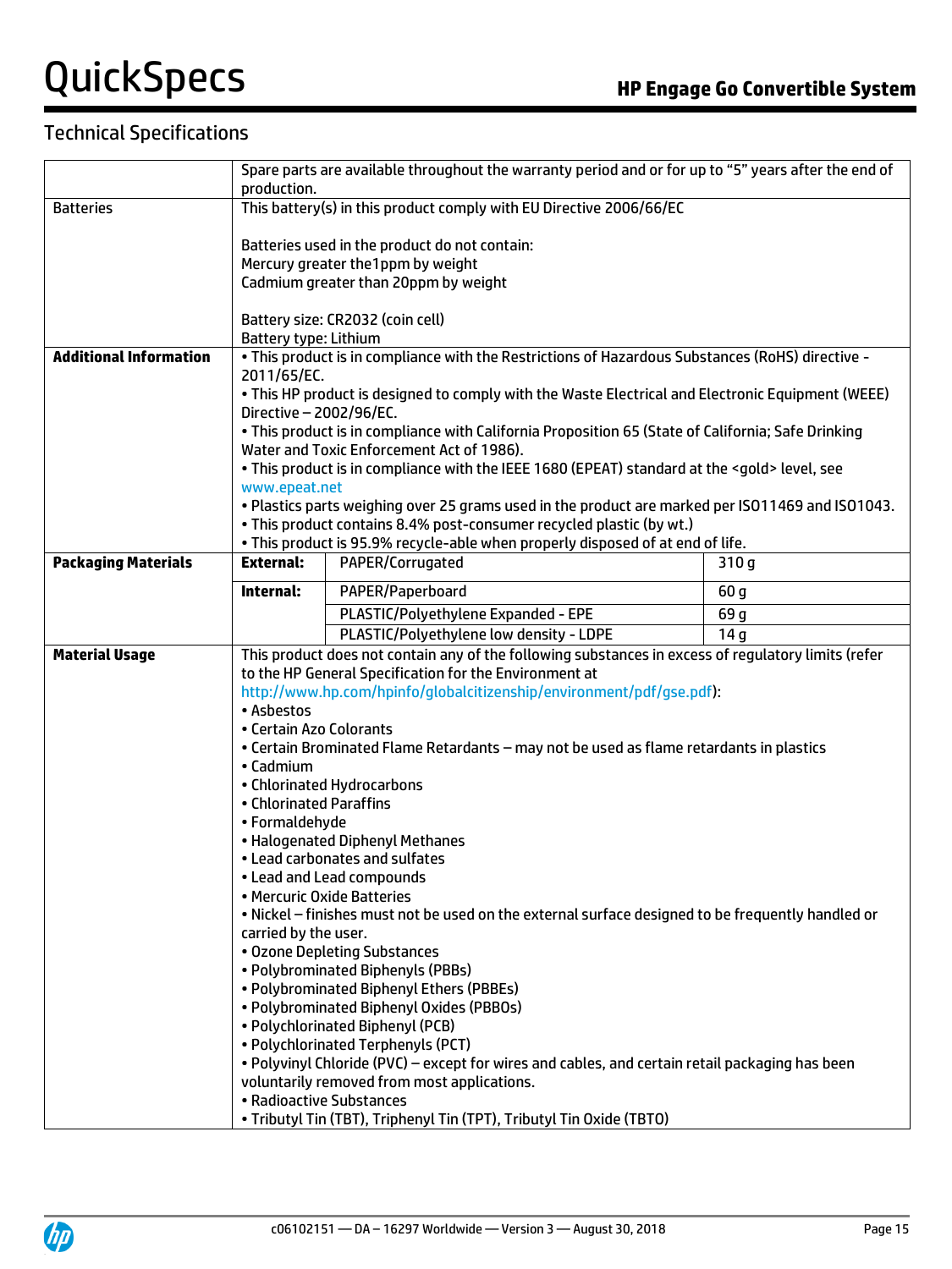## Technical Specifications

| | | | |
|---|---|---|---|
| | Spare parts are available throughout the warranty period and or for up to "5" years after the end of production. | | |
| Batteries | This battery(s) in this product comply with EU Directive 2006/66/EC<br><br>Batteries used in the product do not contain:<br>Mercury greater the1ppm by weight<br>Cadmium greater than 20ppm by weight<br><br>Battery size: CR2032 (coin cell)<br>Battery type: Lithium | | |
| **Additional Information** | • This product is in compliance with the Restrictions of Hazardous Substances (RoHS) directive - 2011/65/EC.<br>• This HP product is designed to comply with the Waste Electrical and Electronic Equipment (WEEE) Directive – 2002/96/EC.<br>• This product is in compliance with California Proposition 65 (State of California; Safe Drinking Water and Toxic Enforcement Act of 1986).<br>• This product is in compliance with the IEEE 1680 (EPEAT) standard at the <gold> level, see www.epeat.net<br>• Plastics parts weighing over 25 grams used in the product are marked per ISO11469 and ISO1043.<br>• This product contains 8.4% post-consumer recycled plastic (by wt.)<br>• This product is 95.9% recycle-able when properly disposed of at end of life. | | |
| **Packaging Materials** | **External:** | PAPER/Corrugated | 310 g |
| | **Internal:** | PAPER/Paperboard | 60 g |
| | | PLASTIC/Polyethylene Expanded - EPE | 69 g |
| | | PLASTIC/Polyethylene low density - LDPE | 14 g |
| **Material Usage** | This product does not contain any of the following substances in excess of regulatory limits (refer to the HP General Specification for the Environment at http://www.hp.com/hpinfo/globalcitizenship/environment/pdf/gse.pdf):<br>• Asbestos<br>• Certain Azo Colorants<br>• Certain Brominated Flame Retardants – may not be used as flame retardants in plastics<br>• Cadmium<br>• Chlorinated Hydrocarbons<br>• Chlorinated Paraffins<br>• Formaldehyde<br>• Halogenated Diphenyl Methanes<br>• Lead carbonates and sulfates<br>• Lead and Lead compounds<br>• Mercuric Oxide Batteries<br>• Nickel – finishes must not be used on the external surface designed to be frequently handled or carried by the user.<br>• Ozone Depleting Substances<br>• Polybrominated Biphenyls (PBBs)<br>• Polybrominated Biphenyl Ethers (PBBEs)<br>• Polybrominated Biphenyl Oxides (PBBOs)<br>• Polychlorinated Biphenyl (PCB)<br>• Polychlorinated Terphenyls (PCT)<br>• Polyvinyl Chloride (PVC) – except for wires and cables, and certain retail packaging has been voluntarily removed from most applications.<br>• Radioactive Substances<br>• Tributyl Tin (TBT), Triphenyl Tin (TPT), Tributyl Tin Oxide (TBTO) | | |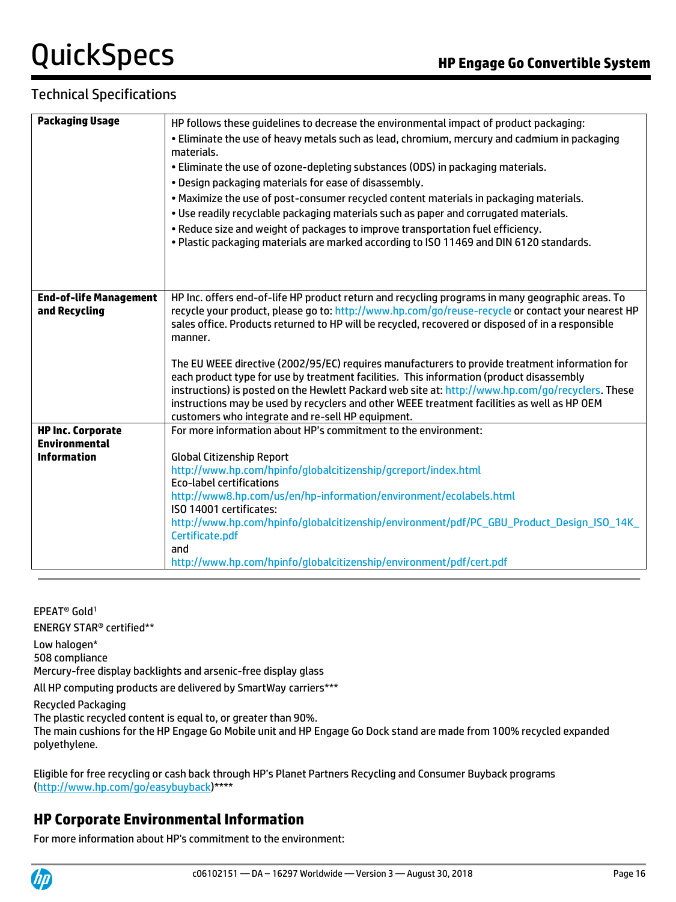## Technical Specifications

| | |
|---|---|
| **Packaging Usage** | HP follows these guidelines to decrease the environmental impact of product packaging:<br>• Eliminate the use of heavy metals such as lead, chromium, mercury and cadmium in packaging materials.<br>• Eliminate the use of ozone-depleting substances (ODS) in packaging materials.<br>• Design packaging materials for ease of disassembly.<br>• Maximize the use of post-consumer recycled content materials in packaging materials.<br>• Use readily recyclable packaging materials such as paper and corrugated materials.<br>• Reduce size and weight of packages to improve transportation fuel efficiency.<br>• Plastic packaging materials are marked according to ISO 11469 and DIN 6120 standards. |
| **End-of-life Management and Recycling** | HP Inc. offers end-of-life HP product return and recycling programs in many geographic areas. To recycle your product, please go to: http://www.hp.com/go/reuse-recycle or contact your nearest HP sales office. Products returned to HP will be recycled, recovered or disposed of in a responsible manner.<br><br>The EU WEEE directive (2002/95/EC) requires manufacturers to provide treatment information for each product type for use by treatment facilities. This information (product disassembly instructions) is posted on the Hewlett Packard web site at: http://www.hp.com/go/recyclers. These instructions may be used by recyclers and other WEEE treatment facilities as well as HP OEM customers who integrate and re-sell HP equipment. |
| **HP Inc. Corporate Environmental Information** | For more information about HP's commitment to the environment:<br><br>Global Citizenship Report<br>http://www.hp.com/hpinfo/globalcitizenship/gcreport/index.html<br>Eco-label certifications<br>http://www8.hp.com/us/en/hp-information/environment/ecolabels.html<br>ISO 14001 certificates:<br>http://www.hp.com/hpinfo/globalcitizenship/environment/pdf/PC_GBU_Product_Design_ISO_14K_Certificate.pdf<br>and<br>http://www.hp.com/hpinfo/globalcitizenship/environment/pdf/cert.pdf |

EPEAT® Gold[1]

ENERGY STAR® certified**

Low halogen*
508 compliance
Mercury-free display backlights and arsenic-free display glass

All HP computing products are delivered by SmartWay carriers***

Recycled Packaging
The plastic recycled content is equal to, or greater than 90%.
The main cushions for the HP Engage Go Mobile unit and HP Engage Go Dock stand are made from 100% recycled expanded polyethylene.

Eligible for free recycling or cash back through HP's Planet Partners Recycling and Consumer Buyback programs (http://www.hp.com/go/easybuyback)****

## HP Corporate Environmental Information

For more information about HP's commitment to the environment: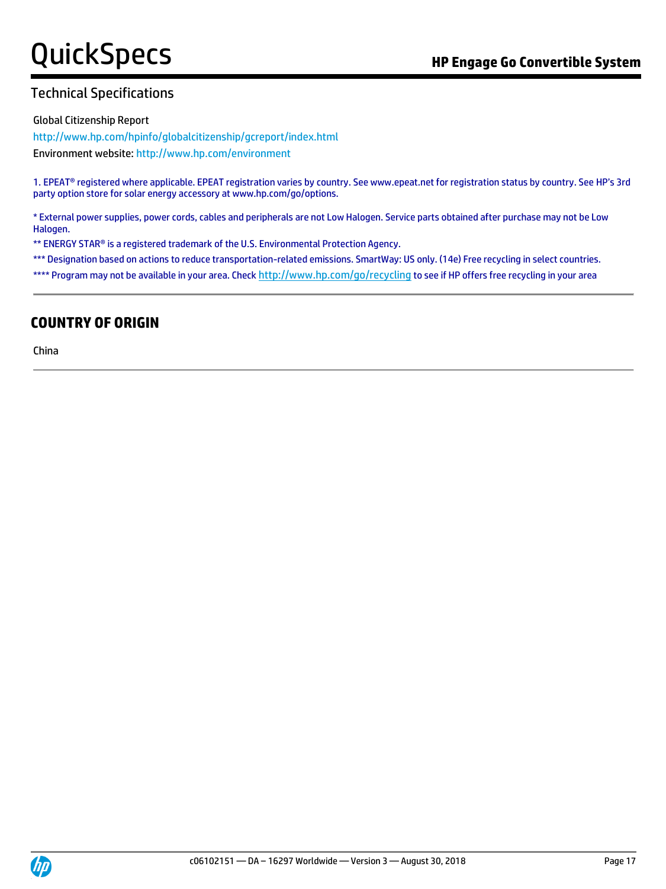## Technical Specifications

Global Citizenship Report

http://www.hp.com/hpinfo/globalcitizenship/gcreport/index.html

Environment website: http://www.hp.com/environment

1. EPEAT® registered where applicable. EPEAT registration varies by country. See www.epeat.net for registration status by country. See HP's 3rd party option store for solar energy accessory at www.hp.com/go/options.

* External power supplies, power cords, cables and peripherals are not Low Halogen. Service parts obtained after purchase may not be Low Halogen.

** ENERGY STAR® is a registered trademark of the U.S. Environmental Protection Agency.

*** Designation based on actions to reduce transportation-related emissions. SmartWay: US only. (14e) Free recycling in select countries.

**** Program may not be available in your area. Check http://www.hp.com/go/recycling to see if HP offers free recycling in your area

---

## COUNTRY OF ORIGIN

China

---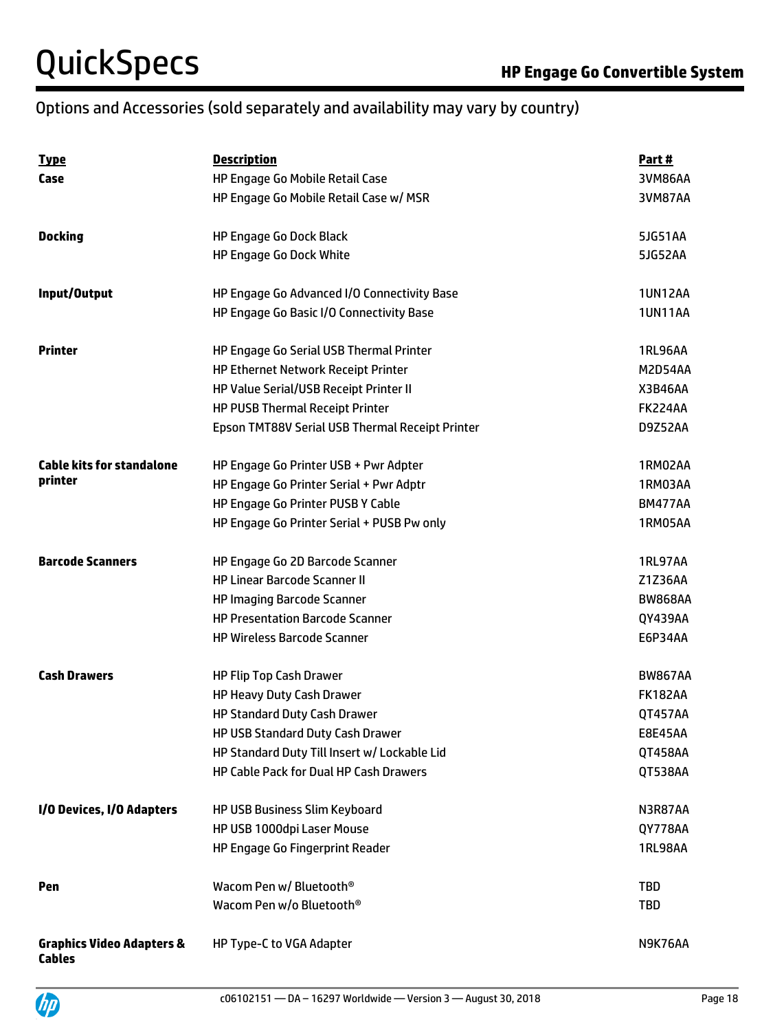## Options and Accessories (sold separately and availability may vary by country)

| Type | Description | Part # |
|---|---|---|
| **Case** | HP Engage Go Mobile Retail Case | 3VM86AA |
| | HP Engage Go Mobile Retail Case w/ MSR | 3VM87AA |
| **Docking** | HP Engage Go Dock Black | 5JG51AA |
| | HP Engage Go Dock White | 5JG52AA |
| **Input/Output** | HP Engage Go Advanced I/O Connectivity Base | 1UN12AA |
| | HP Engage Go Basic I/O Connectivity Base | 1UN11AA |
| **Printer** | HP Engage Go Serial USB Thermal Printer | 1RL96AA |
| | HP Ethernet Network Receipt Printer | M2D54AA |
| | HP Value Serial/USB Receipt Printer II | X3B46AA |
| | HP PUSB Thermal Receipt Printer | FK224AA |
| | Epson TMT88V Serial USB Thermal Receipt Printer | D9Z52AA |
| **Cable kits for standalone printer** | HP Engage Go Printer USB + Pwr Adpter | 1RM02AA |
| | HP Engage Go Printer Serial + Pwr Adptr | 1RM03AA |
| | HP Engage Go Printer PUSB Y Cable | BM477AA |
| | HP Engage Go Printer Serial + PUSB Pw only | 1RM05AA |
| **Barcode Scanners** | HP Engage Go 2D Barcode Scanner | 1RL97AA |
| | HP Linear Barcode Scanner II | Z1Z36AA |
| | HP Imaging Barcode Scanner | BW868AA |
| | HP Presentation Barcode Scanner | QY439AA |
| | HP Wireless Barcode Scanner | E6P34AA |
| **Cash Drawers** | HP Flip Top Cash Drawer | BW867AA |
| | HP Heavy Duty Cash Drawer | FK182AA |
| | HP Standard Duty Cash Drawer | QT457AA |
| | HP USB Standard Duty Cash Drawer | E8E45AA |
| | HP Standard Duty Till Insert w/ Lockable Lid | QT458AA |
| | HP Cable Pack for Dual HP Cash Drawers | QT538AA |
| **I/O Devices, I/O Adapters** | HP USB Business Slim Keyboard | N3R87AA |
| | HP USB 1000dpi Laser Mouse | QY778AA |
| | HP Engage Go Fingerprint Reader | 1RL98AA |
| **Pen** | Wacom Pen w/ Bluetooth® | TBD |
| | Wacom Pen w/o Bluetooth® | TBD |
| **Graphics Video Adapters & Cables** | HP Type-C to VGA Adapter | N9K76AA |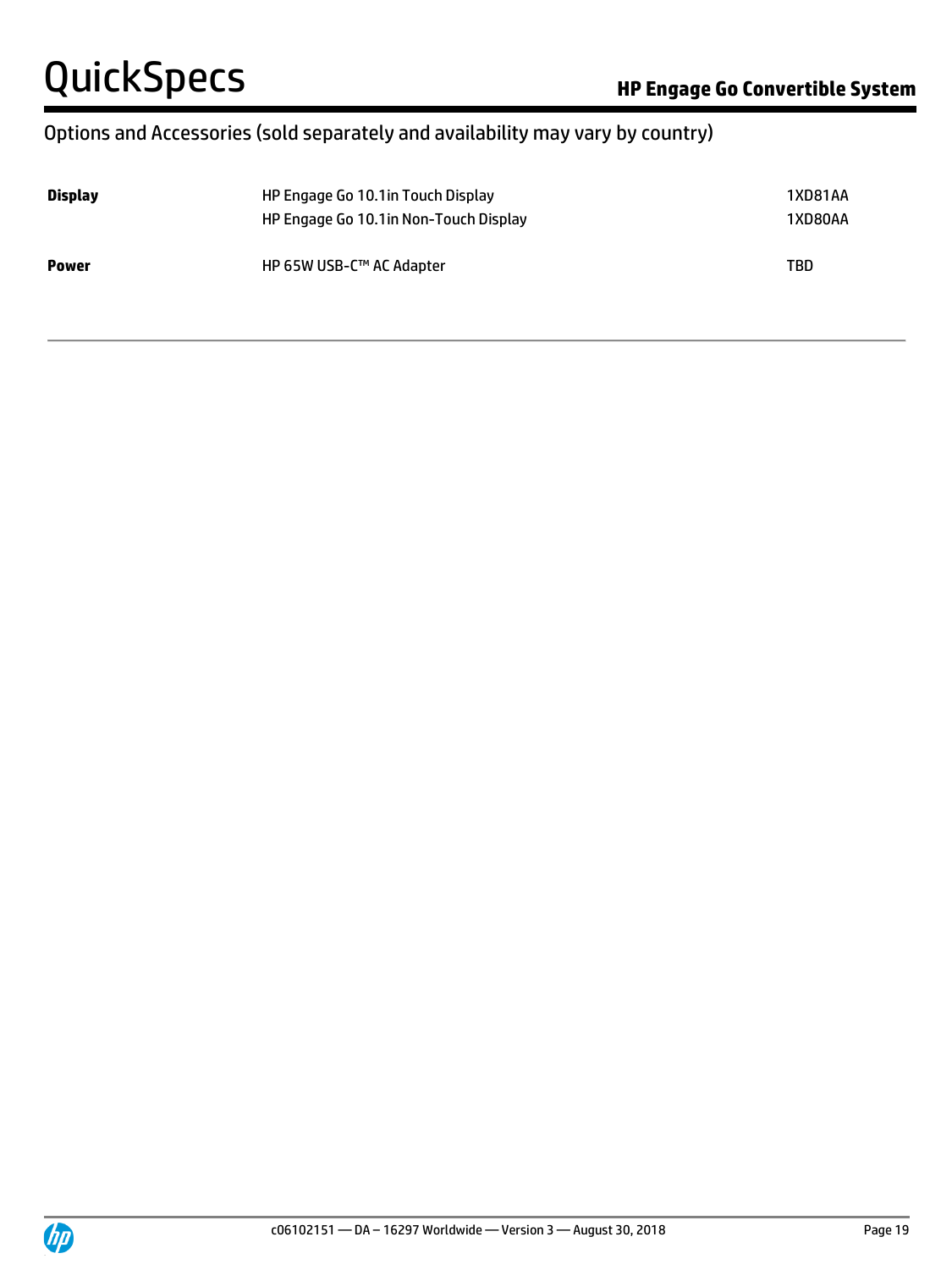## Options and Accessories (sold separately and availability may vary by country)

| | | |
|---|---|---|
| **Display** | HP Engage Go 10.1in Touch Display | 1XD81AA |
| | HP Engage Go 10.1in Non-Touch Display | 1XD80AA |
| **Power** | HP 65W USB-C™ AC Adapter | TBD |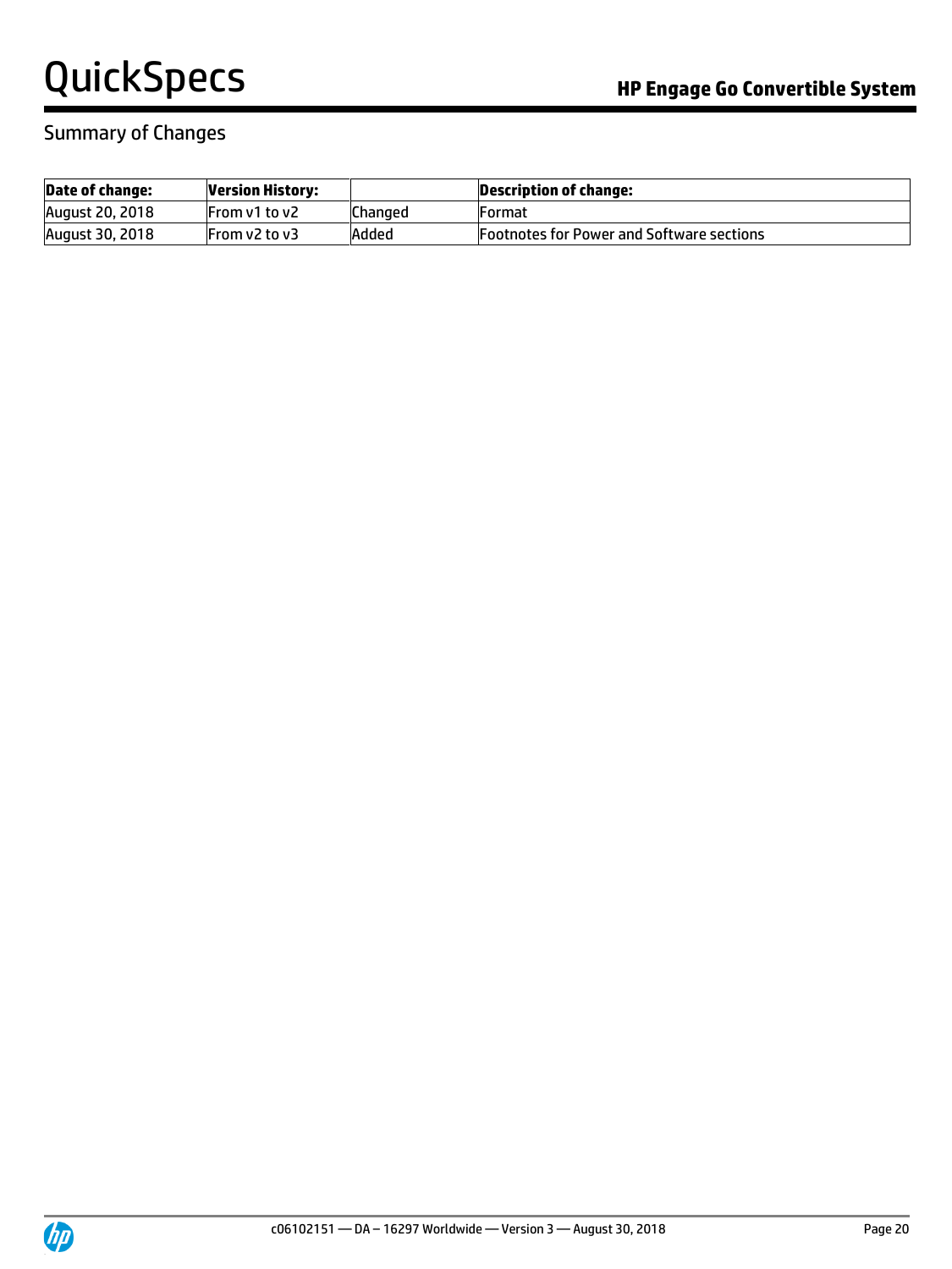## Summary of Changes

| Date of change: | Version History: | | Description of change: |
|---|---|---|---|
| August 20, 2018 | From v1 to v2 | Changed | Format |
| August 30, 2018 | From v2 to v3 | Added | Footnotes for Power and Software sections |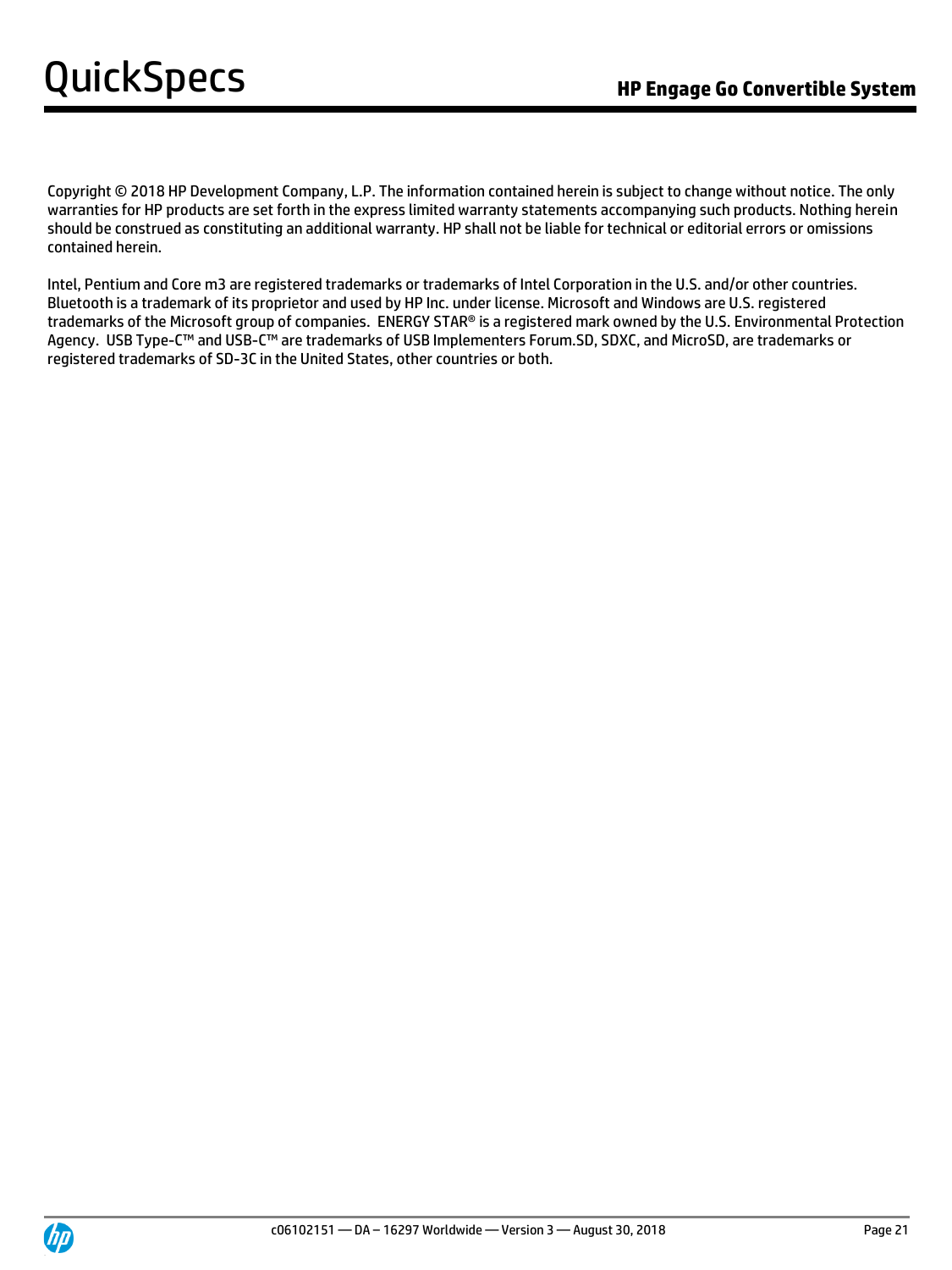Copyright © 2018 HP Development Company, L.P. The information contained herein is subject to change without notice. The only warranties for HP products are set forth in the express limited warranty statements accompanying such products. Nothing herein should be construed as constituting an additional warranty. HP shall not be liable for technical or editorial errors or omissions contained herein.

Intel, Pentium and Core m3 are registered trademarks or trademarks of Intel Corporation in the U.S. and/or other countries. Bluetooth is a trademark of its proprietor and used by HP Inc. under license. Microsoft and Windows are U.S. registered trademarks of the Microsoft group of companies. ENERGY STAR® is a registered mark owned by the U.S. Environmental Protection Agency. USB Type-C™ and USB-C™ are trademarks of USB Implementers Forum.SD, SDXC, and MicroSD, are trademarks or registered trademarks of SD-3C in the United States, other countries or both.